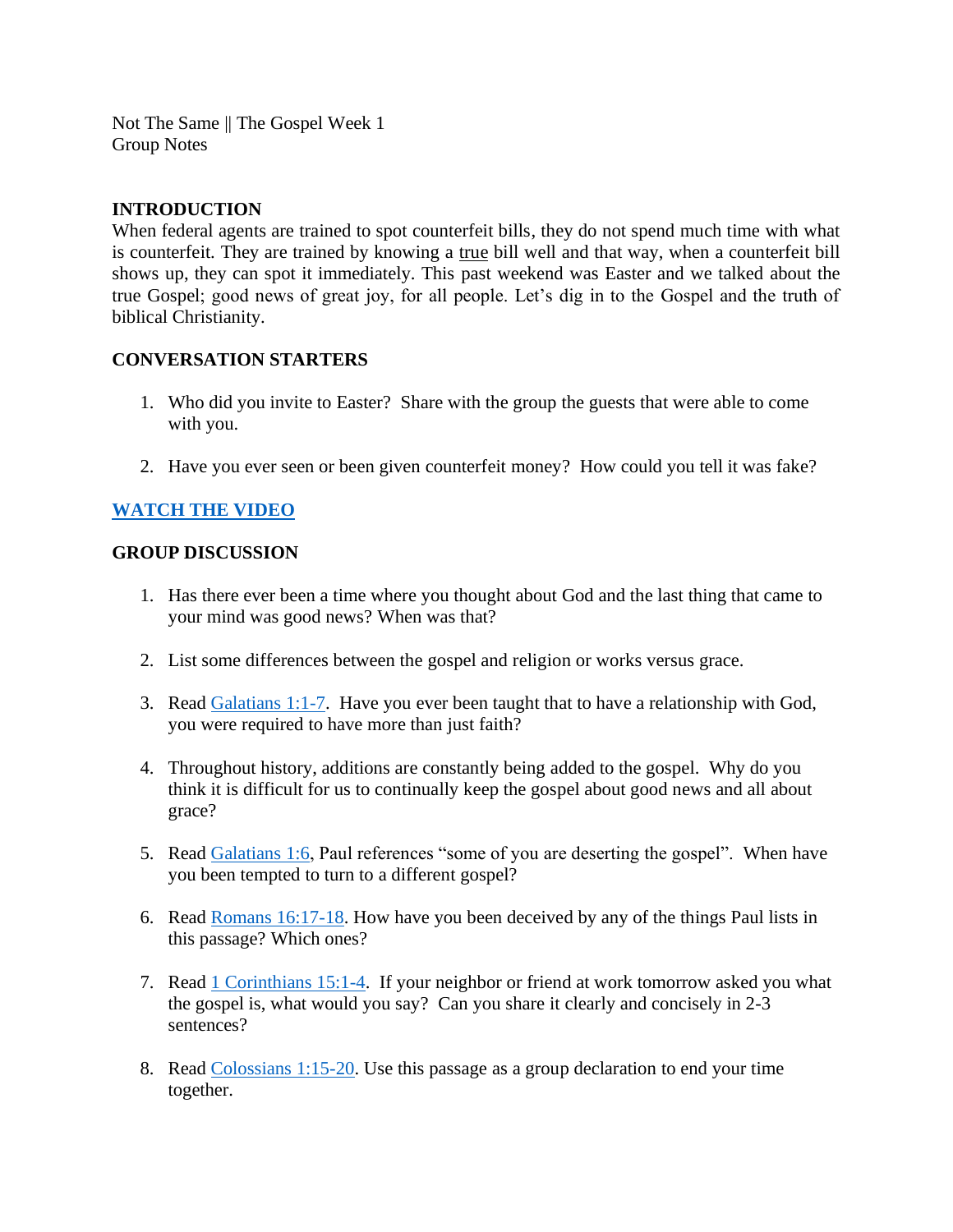Not The Same || The Gospel Week 1
Group Notes

## INTRODUCTION

When federal agents are trained to spot counterfeit bills, they do not spend much time with what is counterfeit. They are trained by knowing a <u>true</u> bill well and that way, when a counterfeit bill shows up, they can spot it immediately. This past weekend was Easter and we talked about the true Gospel; good news of great joy, for all people. Let's dig in to the Gospel and the truth of biblical Christianity.

## CONVERSATION STARTERS

1. Who did you invite to Easter? Share with the group the guests that were able to come with you.

2. Have you ever seen or been given counterfeit money? How could you tell it was fake?

**WATCH THE VIDEO**

## GROUP DISCUSSION

1. Has there ever been a time where you thought about God and the last thing that came to your mind was good news? When was that?

2. List some differences between the gospel and religion or works versus grace.

3. Read Galatians 1:1-7. Have you ever been taught that to have a relationship with God, you were required to have more than just faith?

4. Throughout history, additions are constantly being added to the gospel. Why do you think it is difficult for us to continually keep the gospel about good news and all about grace?

5. Read Galatians 1:6, Paul references "some of you are deserting the gospel". When have you been tempted to turn to a different gospel?

6. Read Romans 16:17-18. How have you been deceived by any of the things Paul lists in this passage? Which ones?

7. Read 1 Corinthians 15:1-4. If your neighbor or friend at work tomorrow asked you what the gospel is, what would you say? Can you share it clearly and concisely in 2-3 sentences?

8. Read Colossians 1:15-20. Use this passage as a group declaration to end your time together.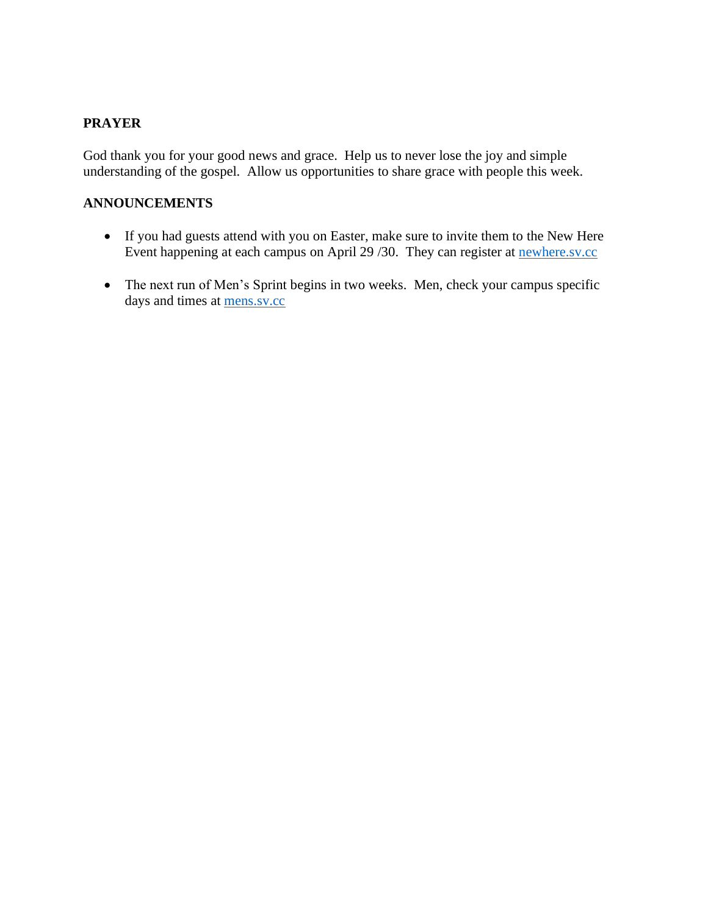**PRAYER**

God thank you for your good news and grace. Help us to never lose the joy and simple understanding of the gospel. Allow us opportunities to share grace with people this week.

**ANNOUNCEMENTS**

- If you had guests attend with you on Easter, make sure to invite them to the New Here Event happening at each campus on April 29 /30. They can register at [newhere.sv.cc](newhere.sv.cc)
- The next run of Men's Sprint begins in two weeks. Men, check your campus specific days and times at [mens.sv.cc](mens.sv.cc)